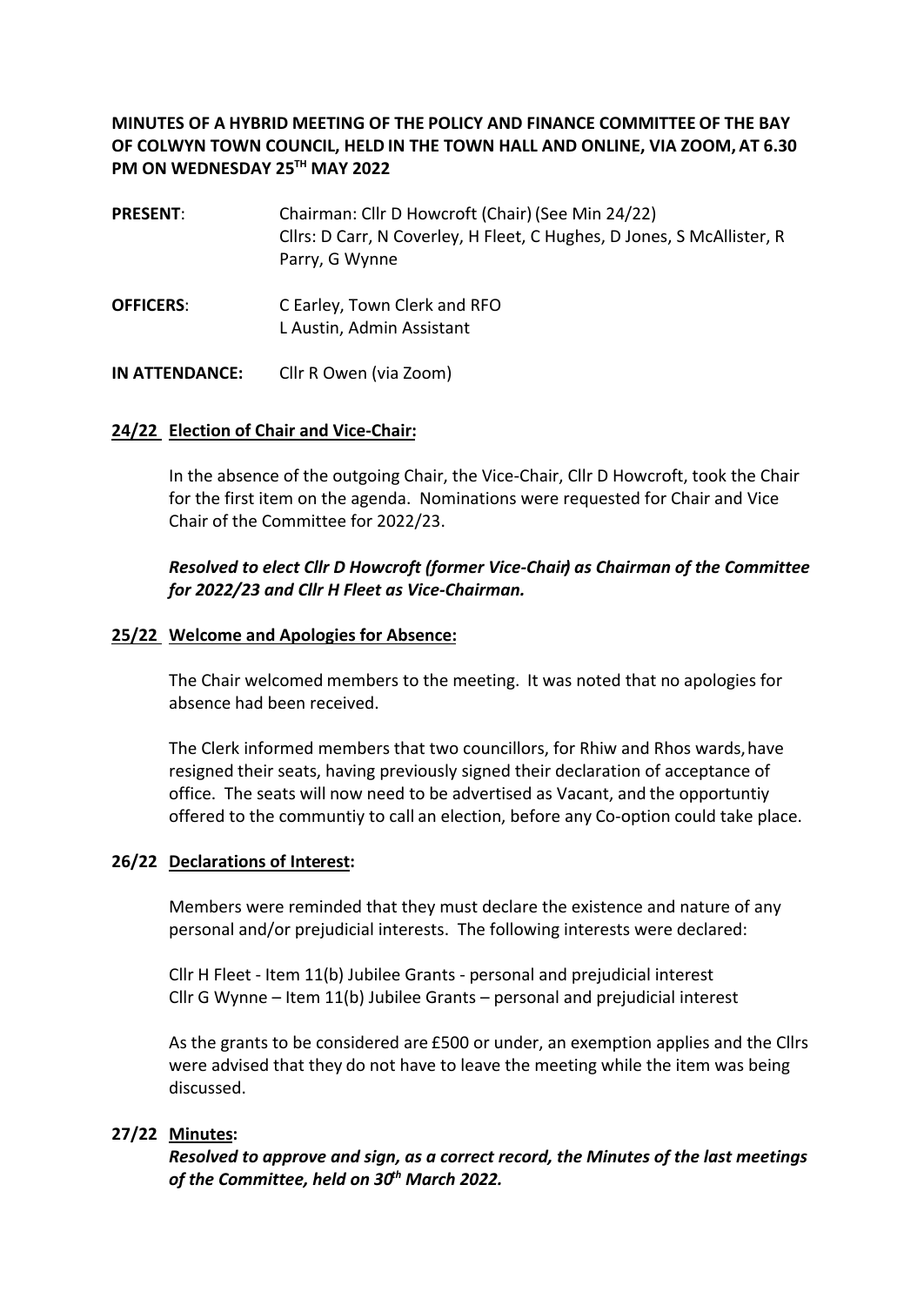**MINUTES OF A HYBRID MEETING OF THE POLICY AND FINANCE COMMITTEE OF THE BAY OF COLWYN TOWN COUNCIL, HELD IN THE TOWN HALL AND ONLINE, VIA ZOOM, AT 6.30 PM ON WEDNESDAY 25TH MAY 2022**

**PRESENT**: Chairman: Cllr D Howcroft (Chair) (See Min 24/22)
Cllrs: D Carr, N Coverley, H Fleet, C Hughes, D Jones, S McAllister, R Parry, G Wynne

**OFFICERS**: C Earley, Town Clerk and RFO
L Austin, Admin Assistant

**IN ATTENDANCE:** Cllr R Owen (via Zoom)

**24/22 Election of Chair and Vice-Chair:**

In the absence of the outgoing Chair, the Vice-Chair, Cllr D Howcroft, took the Chair for the first item on the agenda. Nominations were requested for Chair and Vice Chair of the Committee for 2022/23.

***Resolved to elect Cllr D Howcroft (former Vice-Chair) as Chairman of the Committee for 2022/23 and Cllr H Fleet as Vice-Chairman.***

**25/22 Welcome and Apologies for Absence:**

The Chair welcomed members to the meeting. It was noted that no apologies for absence had been received.

The Clerk informed members that two councillors, for Rhiw and Rhos wards, have resigned their seats, having previously signed their declaration of acceptance of office. The seats will now need to be advertised as Vacant, and the opportuntiy offered to the communtiy to call an election, before any Co-option could take place.

**26/22 Declarations of Interest:**

Members were reminded that they must declare the existence and nature of any personal and/or prejudicial interests. The following interests were declared:

Cllr H Fleet - Item 11(b) Jubilee Grants - personal and prejudicial interest
Cllr G Wynne – Item 11(b) Jubilee Grants – personal and prejudicial interest

As the grants to be considered are £500 or under, an exemption applies and the Cllrs were advised that they do not have to leave the meeting while the item was being discussed.

**27/22 Minutes:**

***Resolved to approve and sign, as a correct record, the Minutes of the last meetings of the Committee, held on 30th March 2022.***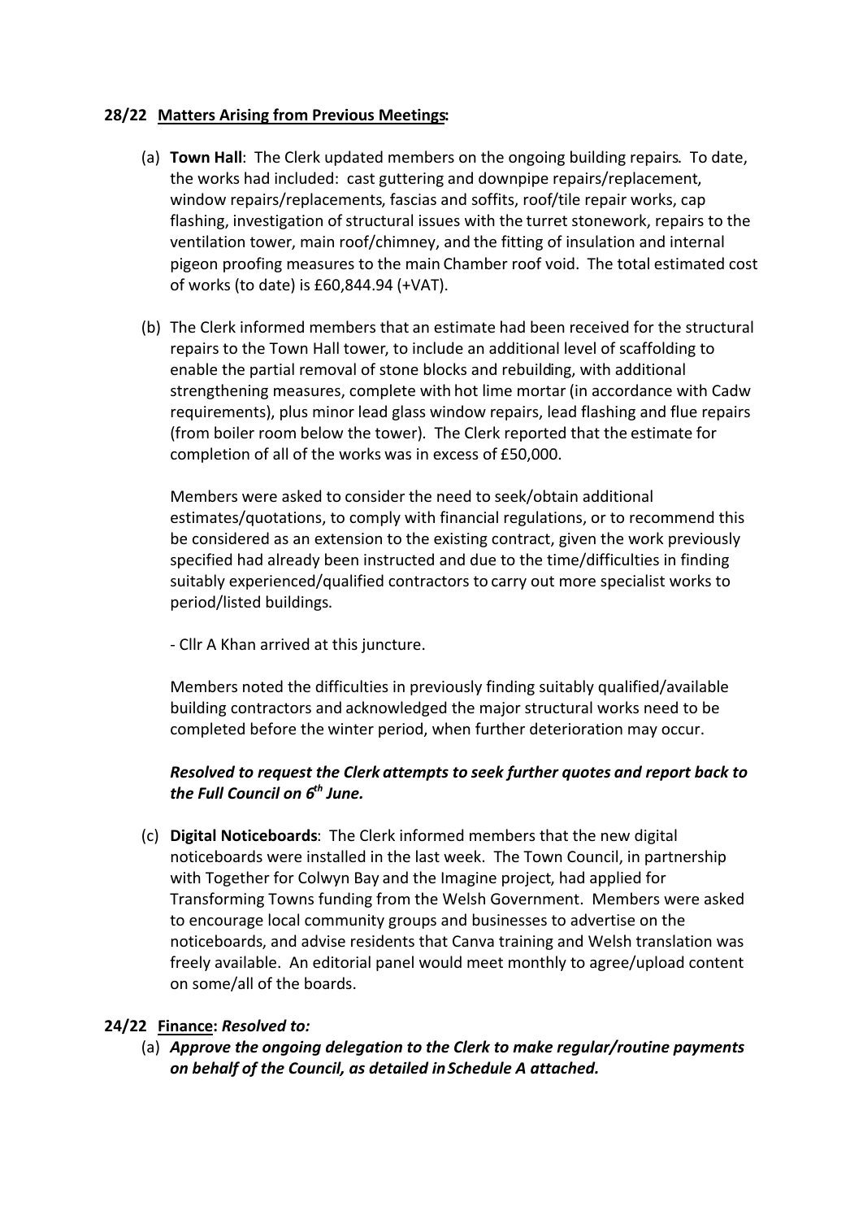**28/22 Matters Arising from Previous Meetings:**

(a) **Town Hall**: The Clerk updated members on the ongoing building repairs. To date, the works had included: cast guttering and downpipe repairs/replacement, window repairs/replacements, fascias and soffits, roof/tile repair works, cap flashing, investigation of structural issues with the turret stonework, repairs to the ventilation tower, main roof/chimney, and the fitting of insulation and internal pigeon proofing measures to the main Chamber roof void. The total estimated cost of works (to date) is £60,844.94 (+VAT).

(b) The Clerk informed members that an estimate had been received for the structural repairs to the Town Hall tower, to include an additional level of scaffolding to enable the partial removal of stone blocks and rebuilding, with additional strengthening measures, complete with hot lime mortar (in accordance with Cadw requirements), plus minor lead glass window repairs, lead flashing and flue repairs (from boiler room below the tower). The Clerk reported that the estimate for completion of all of the works was in excess of £50,000.

Members were asked to consider the need to seek/obtain additional estimates/quotations, to comply with financial regulations, or to recommend this be considered as an extension to the existing contract, given the work previously specified had already been instructed and due to the time/difficulties in finding suitably experienced/qualified contractors to carry out more specialist works to period/listed buildings.

- Cllr A Khan arrived at this juncture.

Members noted the difficulties in previously finding suitably qualified/available building contractors and acknowledged the major structural works need to be completed before the winter period, when further deterioration may occur.

***Resolved to request the Clerk attempts to seek further quotes and report back to the Full Council on 6th June.***

(c) **Digital Noticeboards**: The Clerk informed members that the new digital noticeboards were installed in the last week. The Town Council, in partnership with Together for Colwyn Bay and the Imagine project, had applied for Transforming Towns funding from the Welsh Government. Members were asked to encourage local community groups and businesses to advertise on the noticeboards, and advise residents that Canva training and Welsh translation was freely available. An editorial panel would meet monthly to agree/upload content on some/all of the boards.

**24/22 Finance:** ***Resolved to:***

(a) ***Approve the ongoing delegation to the Clerk to make regular/routine payments on behalf of the Council, as detailed in Schedule A attached.***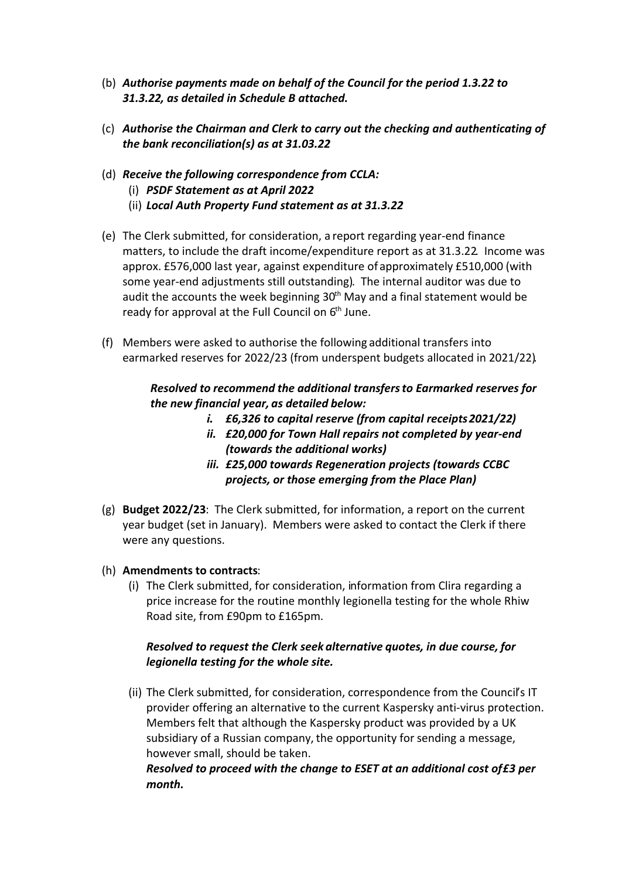(b) ***Authorise payments made on behalf of the Council for the period 1.3.22 to 31.3.22, as detailed in Schedule B attached.***

(c) ***Authorise the Chairman and Clerk to carry out the checking and authenticating of the bank reconciliation(s) as at 31.03.22***

(d) ***Receive the following correspondence from CCLA:***
   (i) ***PSDF Statement as at April 2022***
   (ii) ***Local Auth Property Fund statement as at 31.3.22***

(e) The Clerk submitted, for consideration, a report regarding year-end finance matters, to include the draft income/expenditure report as at 31.3.22. Income was approx. £576,000 last year, against expenditure of approximately £510,000 (with some year-end adjustments still outstanding). The internal auditor was due to audit the accounts the week beginning 30th May and a final statement would be ready for approval at the Full Council on 6th June.

(f) Members were asked to authorise the following additional transfers into earmarked reserves for 2022/23 (from underspent budgets allocated in 2021/22).

   ***Resolved to recommend the additional transfers to Earmarked reserves for the new financial year, as detailed below:***
   - ***i. £6,326 to capital reserve (from capital receipts 2021/22)***
   - ***ii. £20,000 for Town Hall repairs not completed by year-end (towards the additional works)***
   - ***iii. £25,000 towards Regeneration projects (towards CCBC projects, or those emerging from the Place Plan)***

(g) **Budget 2022/23**: The Clerk submitted, for information, a report on the current year budget (set in January). Members were asked to contact the Clerk if there were any questions.

(h) **Amendments to contracts**:
   (i) The Clerk submitted, for consideration, information from Clira regarding a price increase for the routine monthly legionella testing for the whole Rhiw Road site, from £90pm to £165pm.

   ***Resolved to request the Clerk seek alternative quotes, in due course, for legionella testing for the whole site.***

   (ii) The Clerk submitted, for consideration, correspondence from the Council's IT provider offering an alternative to the current Kaspersky anti-virus protection. Members felt that although the Kaspersky product was provided by a UK subsidiary of a Russian company, the opportunity for sending a message, however small, should be taken.
   ***Resolved to proceed with the change to ESET at an additional cost of £3 per month.***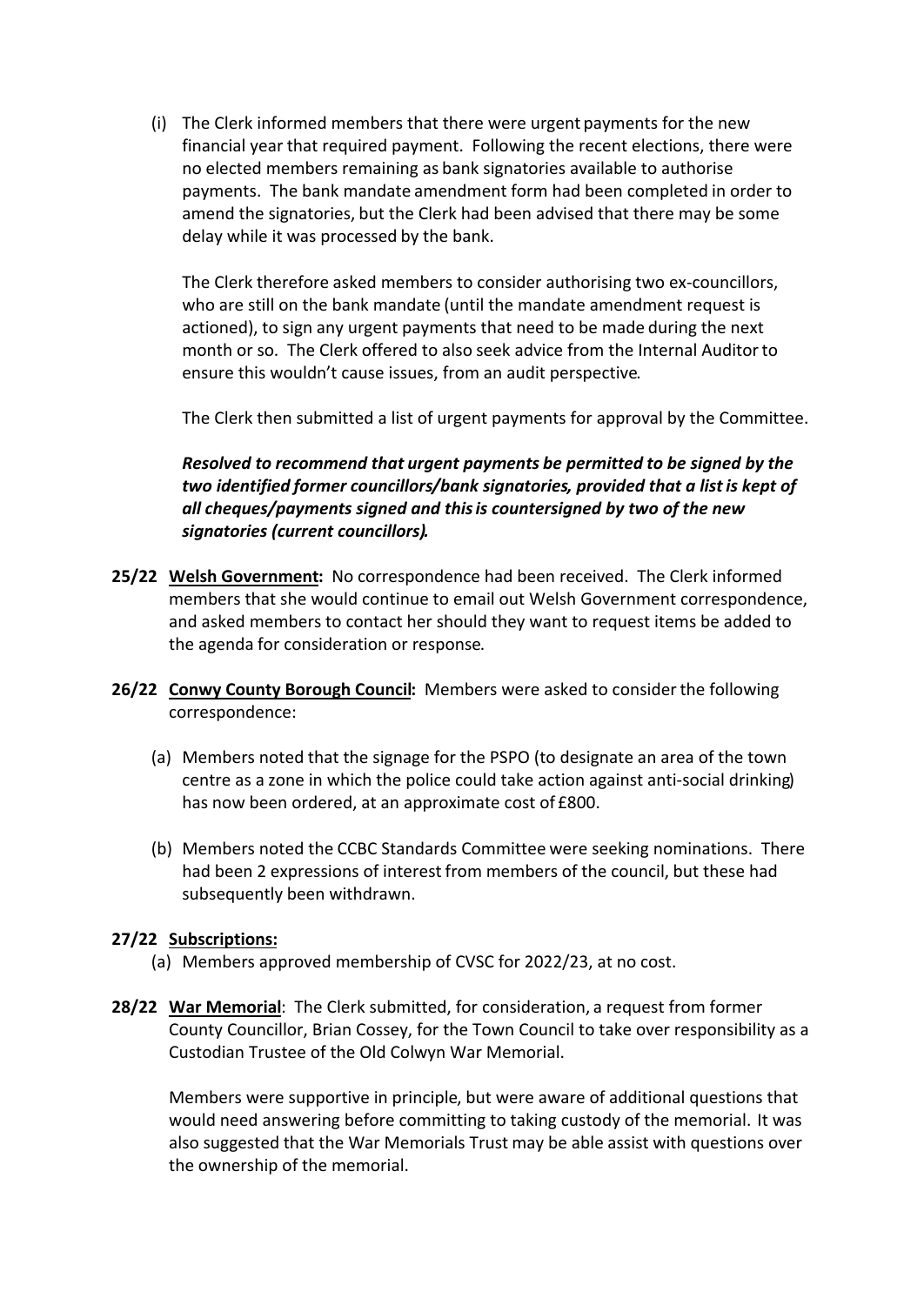(i) The Clerk informed members that there were urgent payments for the new financial year that required payment. Following the recent elections, there were no elected members remaining as bank signatories available to authorise payments. The bank mandate amendment form had been completed in order to amend the signatories, but the Clerk had been advised that there may be some delay while it was processed by the bank.

The Clerk therefore asked members to consider authorising two ex-councillors, who are still on the bank mandate (until the mandate amendment request is actioned), to sign any urgent payments that need to be made during the next month or so. The Clerk offered to also seek advice from the Internal Auditor to ensure this wouldn't cause issues, from an audit perspective.

The Clerk then submitted a list of urgent payments for approval by the Committee.

***Resolved to recommend that urgent payments be permitted to be signed by the two identified former councillors/bank signatories, provided that a list is kept of all cheques/payments signed and this is countersigned by two of the new signatories (current councillors).***

**25/22** **Welsh Government:** No correspondence had been received. The Clerk informed members that she would continue to email out Welsh Government correspondence, and asked members to contact her should they want to request items be added to the agenda for consideration or response.

**26/22** **Conwy County Borough Council:** Members were asked to consider the following correspondence:

(a) Members noted that the signage for the PSPO (to designate an area of the town centre as a zone in which the police could take action against anti-social drinking) has now been ordered, at an approximate cost of £800.

(b) Members noted the CCBC Standards Committee were seeking nominations. There had been 2 expressions of interest from members of the council, but these had subsequently been withdrawn.

**27/22** **Subscriptions:**

(a) Members approved membership of CVSC for 2022/23, at no cost.

**28/22** **War Memorial**: The Clerk submitted, for consideration, a request from former County Councillor, Brian Cossey, for the Town Council to take over responsibility as a Custodian Trustee of the Old Colwyn War Memorial.

Members were supportive in principle, but were aware of additional questions that would need answering before committing to taking custody of the memorial. It was also suggested that the War Memorials Trust may be able assist with questions over the ownership of the memorial.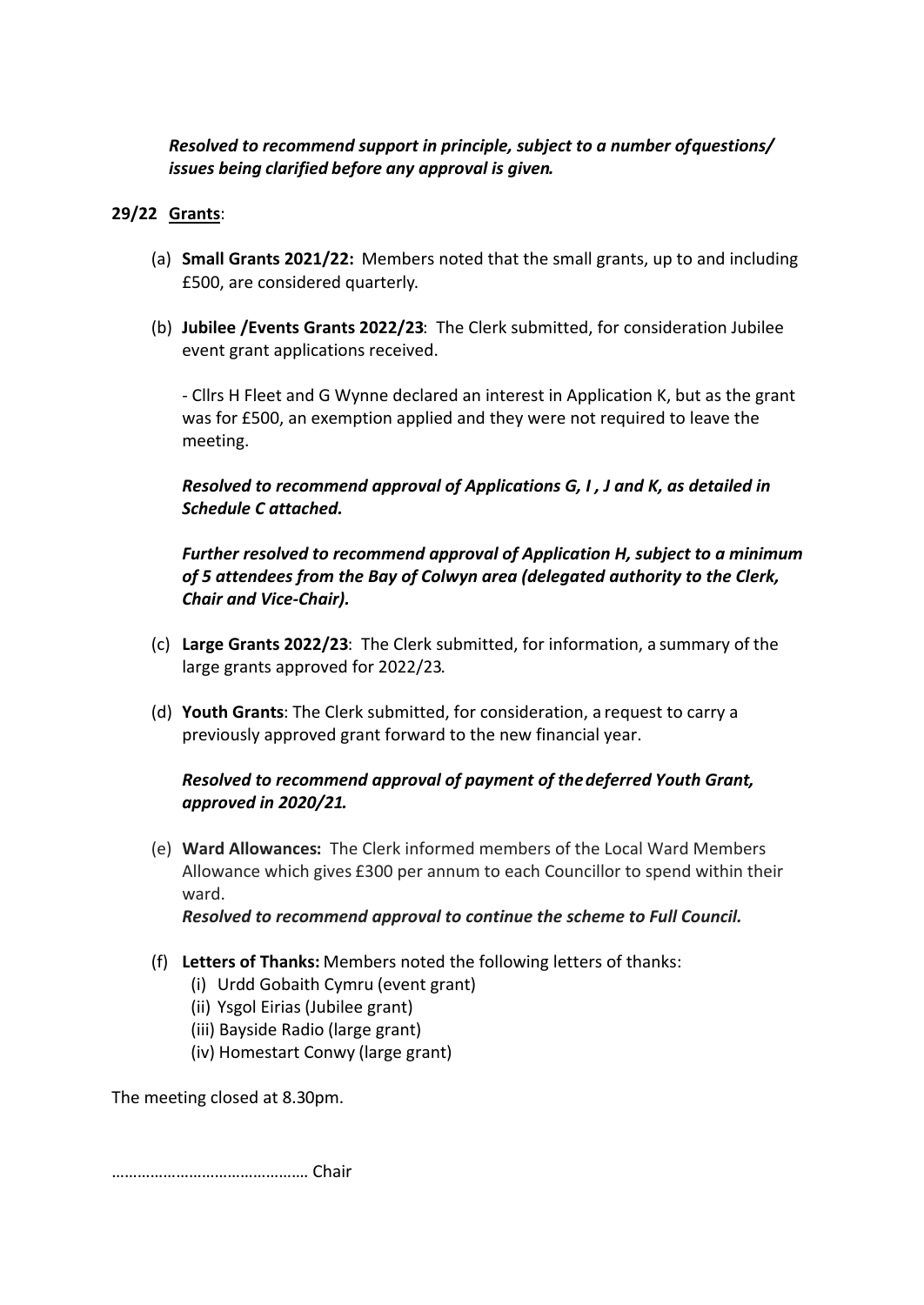*Resolved to recommend support in principle, subject to a number ofquestions/ issues being clarified before any approval is given.*

**29/22 Grants**:

(a) **Small Grants 2021/22:** Members noted that the small grants, up to and including £500, are considered quarterly.

(b) **Jubilee /Events Grants 2022/23**: The Clerk submitted, for consideration Jubilee event grant applications received.

- Cllrs H Fleet and G Wynne declared an interest in Application K, but as the grant was for £500, an exemption applied and they were not required to leave the meeting.

***Resolved to recommend approval of Applications G, I , J and K, as detailed in Schedule C attached.***

***Further resolved to recommend approval of Application H, subject to a minimum of 5 attendees from the Bay of Colwyn area (delegated authority to the Clerk, Chair and Vice-Chair).***

(c) **Large Grants 2022/23**: The Clerk submitted, for information, a summary of the large grants approved for 2022/23.

(d) **Youth Grants**: The Clerk submitted, for consideration, a request to carry a previously approved grant forward to the new financial year.

***Resolved to recommend approval of payment of thedeferred Youth Grant, approved in 2020/21.***

(e) **Ward Allowances:** The Clerk informed members of the Local Ward Members Allowance which gives £300 per annum to each Councillor to spend within their ward.
***Resolved to recommend approval to continue the scheme to Full Council.***

(f) **Letters of Thanks:** Members noted the following letters of thanks:
   (i) Urdd Gobaith Cymru (event grant)
   (ii) Ysgol Eirias (Jubilee grant)
   (iii) Bayside Radio (large grant)
   (iv) Homestart Conwy (large grant)

The meeting closed at 8.30pm.

……………………………………… Chair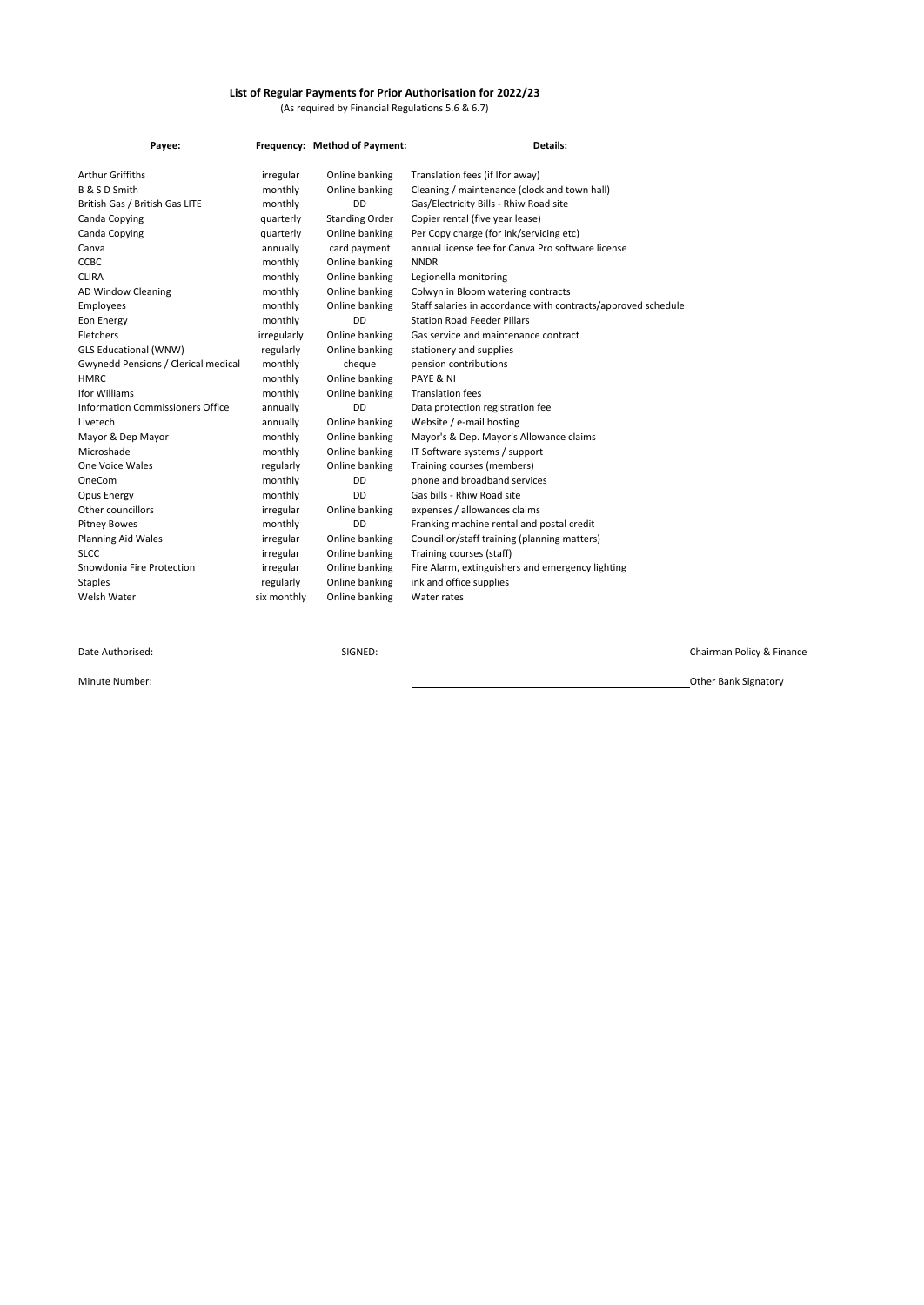**List of Regular Payments for Prior Authorisation for 2022/23**

(As required by Financial Regulations 5.6 & 6.7)

| Payee: | Frequency: | Method of Payment: | Details: |
|---|---|---|---|
| Arthur Griffiths | irregular | Online banking | Translation fees (if Ifor away) |
| B & S D Smith | monthly | Online banking | Cleaning / maintenance (clock and town hall) |
| British Gas / British Gas LITE | monthly | DD | Gas/Electricity Bills - Rhiw Road site |
| Canda Copying | quarterly | Standing Order | Copier rental (five year lease) |
| Canda Copying | quarterly | Online banking | Per Copy charge (for ink/servicing etc) |
| Canva | annually | card payment | annual license fee for Canva Pro software license |
| CCBC | monthly | Online banking | NNDR |
| CLIRA | monthly | Online banking | Legionella monitoring |
| AD Window Cleaning | monthly | Online banking | Colwyn in Bloom watering contracts |
| Employees | monthly | Online banking | Staff salaries in accordance with contracts/approved schedule |
| Eon Energy | monthly | DD | Station Road Feeder Pillars |
| Fletchers | irregularly | Online banking | Gas service and maintenance contract |
| GLS Educational (WNW) | regularly | Online banking | stationery and supplies |
| Gwynedd Pensions / Clerical medical | monthly | cheque | pension contributions |
| HMRC | monthly | Online banking | PAYE & NI |
| Ifor Williams | monthly | Online banking | Translation fees |
| Information Commissioners Office | annually | DD | Data protection registration fee |
| Livetech | annually | Online banking | Website / e-mail hosting |
| Mayor & Dep Mayor | monthly | Online banking | Mayor's & Dep. Mayor's Allowance claims |
| Microshade | monthly | Online banking | IT Software systems / support |
| One Voice Wales | regularly | Online banking | Training courses (members) |
| OneCom | monthly | DD | phone and broadband services |
| Opus Energy | monthly | DD | Gas bills - Rhiw Road site |
| Other councillors | irregular | Online banking | expenses / allowances claims |
| Pitney Bowes | monthly | DD | Franking machine rental and postal credit |
| Planning Aid Wales | irregular | Online banking | Councillor/staff training (planning matters) |
| SLCC | irregular | Online banking | Training courses (staff) |
| Snowdonia Fire Protection | irregular | Online banking | Fire Alarm, extinguishers and emergency lighting |
| Staples | regularly | Online banking | ink and office supplies |
| Welsh Water | six monthly | Online banking | Water rates |

Date Authorised: SIGNED: ______________________ Chairman Policy & Finance

Minute Number: ______________________ Other Bank Signatory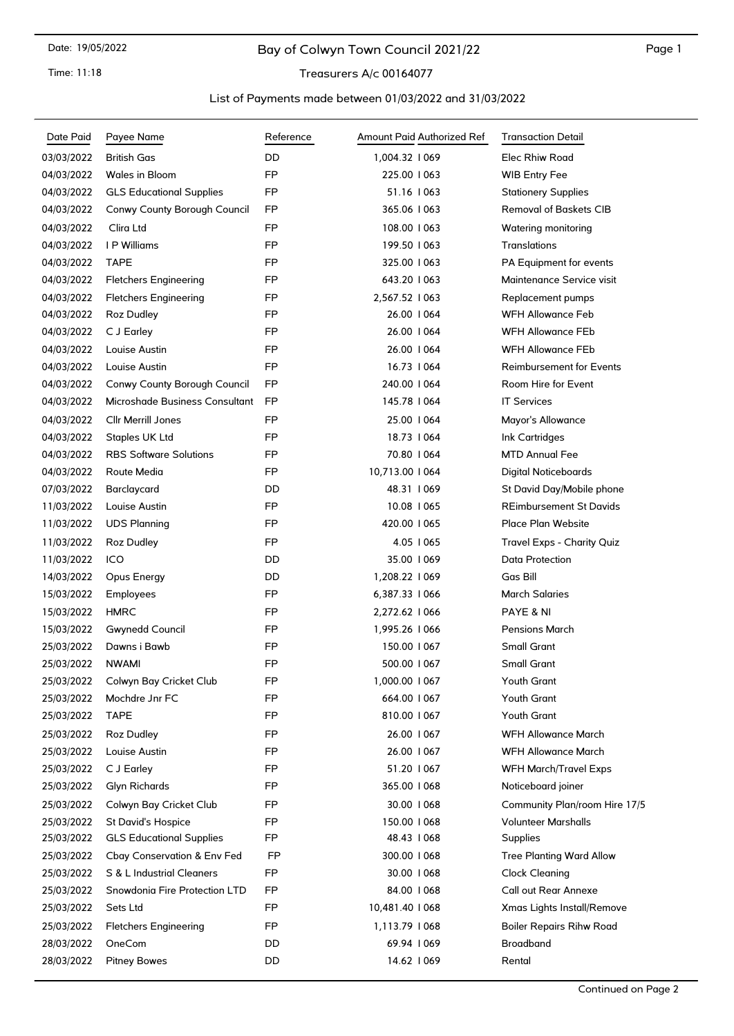# Bay of Colwyn Town Council 2021/22

Date: 19/05/2022

Time: 11:18

## Treasurers A/c 00164077

### List of Payments made between 01/03/2022 and 31/03/2022

| Date Paid | Payee Name | Reference | Amount Paid | Authorized Ref | Transaction Detail |
|---|---|---|---|---|---|
| 03/03/2022 | British Gas | DD | 1,004.32 | I 069 | Elec Rhiw Road |
| 04/03/2022 | Wales in Bloom | FP | 225.00 | I 063 | WIB Entry Fee |
| 04/03/2022 | GLS Educational Supplies | FP | 51.16 | I 063 | Stationery Supplies |
| 04/03/2022 | Conwy County Borough Council | FP | 365.06 | I 063 | Removal of Baskets CIB |
| 04/03/2022 | Clira Ltd | FP | 108.00 | I 063 | Watering monitoring |
| 04/03/2022 | I P Williams | FP | 199.50 | I 063 | Translations |
| 04/03/2022 | TAPE | FP | 325.00 | I 063 | PA Equipment for events |
| 04/03/2022 | Fletchers Engineering | FP | 643.20 | I 063 | Maintenance Service visit |
| 04/03/2022 | Fletchers Engineering | FP | 2,567.52 | I 063 | Replacement pumps |
| 04/03/2022 | Roz Dudley | FP | 26.00 | I 064 | WFH Allowance Feb |
| 04/03/2022 | C J Earley | FP | 26.00 | I 064 | WFH Allowance FEb |
| 04/03/2022 | Louise Austin | FP | 26.00 | I 064 | WFH Allowance FEb |
| 04/03/2022 | Louise Austin | FP | 16.73 | I 064 | Reimbursement for Events |
| 04/03/2022 | Conwy County Borough Council | FP | 240.00 | I 064 | Room Hire for Event |
| 04/03/2022 | Microshade Business Consultant | FP | 145.78 | I 064 | IT Services |
| 04/03/2022 | Cllr Merrill Jones | FP | 25.00 | I 064 | Mayor's Allowance |
| 04/03/2022 | Staples UK Ltd | FP | 18.73 | I 064 | Ink Cartridges |
| 04/03/2022 | RBS Software Solutions | FP | 70.80 | I 064 | MTD Annual Fee |
| 04/03/2022 | Route Media | FP | 10,713.00 | I 064 | Digital Noticeboards |
| 07/03/2022 | Barclaycard | DD | 48.31 | I 069 | St David Day/Mobile phone |
| 11/03/2022 | Louise Austin | FP | 10.08 | I 065 | REimbursement St Davids |
| 11/03/2022 | UDS Planning | FP | 420.00 | I 065 | Place Plan Website |
| 11/03/2022 | Roz Dudley | FP | 4.05 | I 065 | Travel Exps - Charity Quiz |
| 11/03/2022 | ICO | DD | 35.00 | I 069 | Data Protection |
| 14/03/2022 | Opus Energy | DD | 1,208.22 | I 069 | Gas Bill |
| 15/03/2022 | Employees | FP | 6,387.33 | I 066 | March Salaries |
| 15/03/2022 | HMRC | FP | 2,272.62 | I 066 | PAYE & NI |
| 15/03/2022 | Gwynedd Council | FP | 1,995.26 | I 066 | Pensions March |
| 25/03/2022 | Dawns i Bawb | FP | 150.00 | I 067 | Small Grant |
| 25/03/2022 | NWAMI | FP | 500.00 | I 067 | Small Grant |
| 25/03/2022 | Colwyn Bay Cricket Club | FP | 1,000.00 | I 067 | Youth Grant |
| 25/03/2022 | Mochdre Jnr FC | FP | 664.00 | I 067 | Youth Grant |
| 25/03/2022 | TAPE | FP | 810.00 | I 067 | Youth Grant |
| 25/03/2022 | Roz Dudley | FP | 26.00 | I 067 | WFH Allowance March |
| 25/03/2022 | Louise Austin | FP | 26.00 | I 067 | WFH Allowance March |
| 25/03/2022 | C J Earley | FP | 51.20 | I 067 | WFH March/Travel Exps |
| 25/03/2022 | Glyn Richards | FP | 365.00 | I 068 | Noticeboard joiner |
| 25/03/2022 | Colwyn Bay Cricket Club | FP | 30.00 | I 068 | Community Plan/room Hire 17/5 |
| 25/03/2022 | St David's Hospice | FP | 150.00 | I 068 | Volunteer Marshalls |
| 25/03/2022 | GLS Educational Supplies | FP | 48.43 | I 068 | Supplies |
| 25/03/2022 | Cbay Conservation & Env Fed | FP | 300.00 | I 068 | Tree Planting Ward Allow |
| 25/03/2022 | S & L Industrial Cleaners | FP | 30.00 | I 068 | Clock Cleaning |
| 25/03/2022 | Snowdonia Fire Protection LTD | FP | 84.00 | I 068 | Call out Rear Annexe |
| 25/03/2022 | Sets Ltd | FP | 10,481.40 | I 068 | Xmas Lights Install/Remove |
| 25/03/2022 | Fletchers Engineering | FP | 1,113.79 | I 068 | Boiler Repairs Rihw Road |
| 28/03/2022 | OneCom | DD | 69.94 | I 069 | Broadband |
| 28/03/2022 | Pitney Bowes | DD | 14.62 | I 069 | Rental |

Continued on Page 2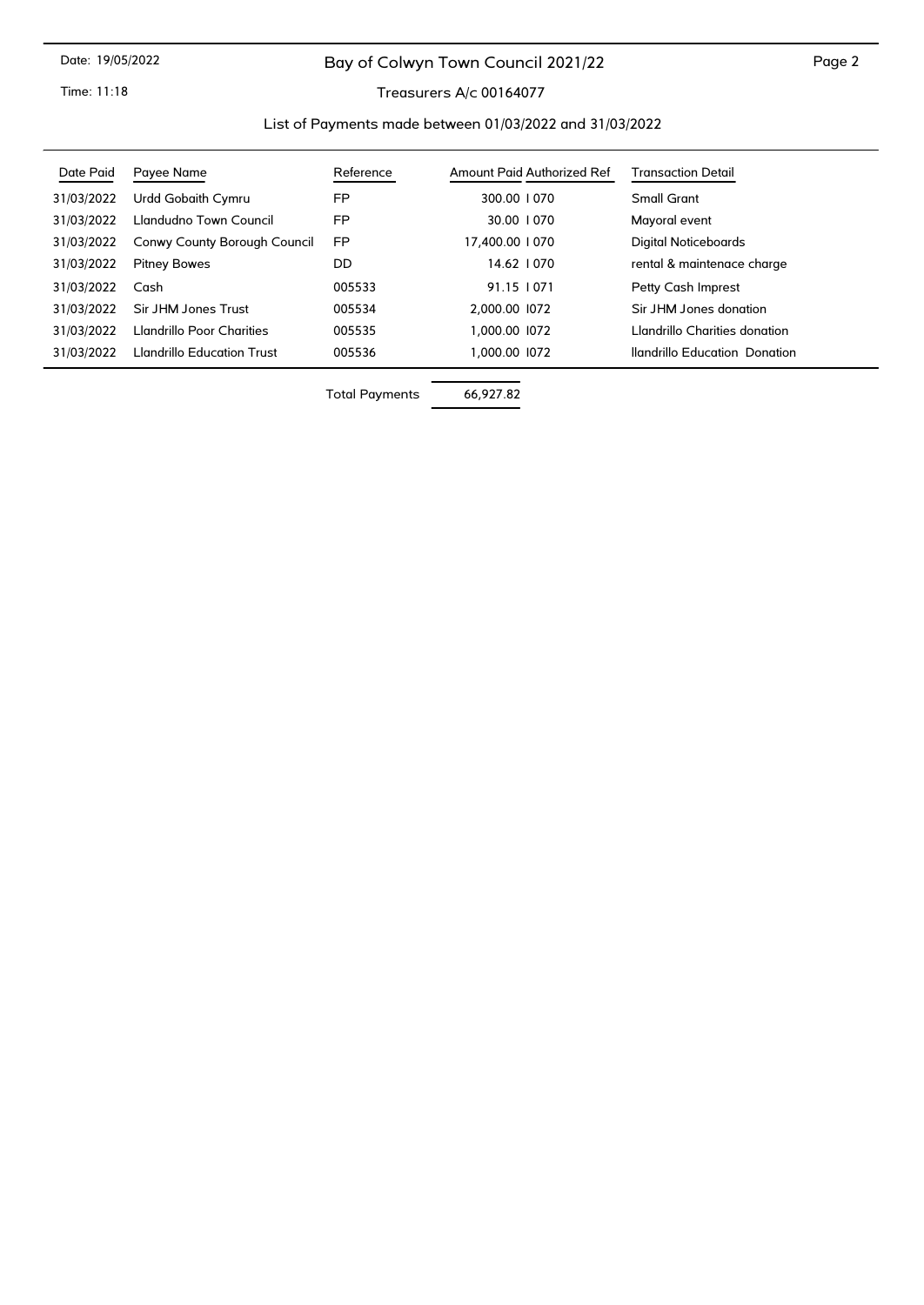Date: 19/05/2022

Time: 11:18

# Bay of Colwyn Town Council 2021/22

## Treasurers A/c 00164077

### List of Payments made between 01/03/2022 and 31/03/2022

| Date Paid | Payee Name | Reference | Amount Paid | Authorized Ref | Transaction Detail |
|---|---|---|---|---|---|
| 31/03/2022 | Urdd Gobaith Cymru | FP | 300.00 | I 070 | Small Grant |
| 31/03/2022 | Llandudno Town Council | FP | 30.00 | I 070 | Mayoral event |
| 31/03/2022 | Conwy County Borough Council | FP | 17,400.00 | I 070 | Digital Noticeboards |
| 31/03/2022 | Pitney Bowes | DD | 14.62 | I 070 | rental & maintenace charge |
| 31/03/2022 | Cash | 005533 | 91.15 | I 071 | Petty Cash Imprest |
| 31/03/2022 | Sir JHM Jones Trust | 005534 | 2,000.00 | I072 | Sir JHM Jones donation |
| 31/03/2022 | Llandrillo Poor Charities | 005535 | 1,000.00 | I072 | Llandrillo Charities donation |
| 31/03/2022 | Llandrillo Education Trust | 005536 | 1,000.00 | I072 | llandrillo Education Donation |

Total Payments 66,927.82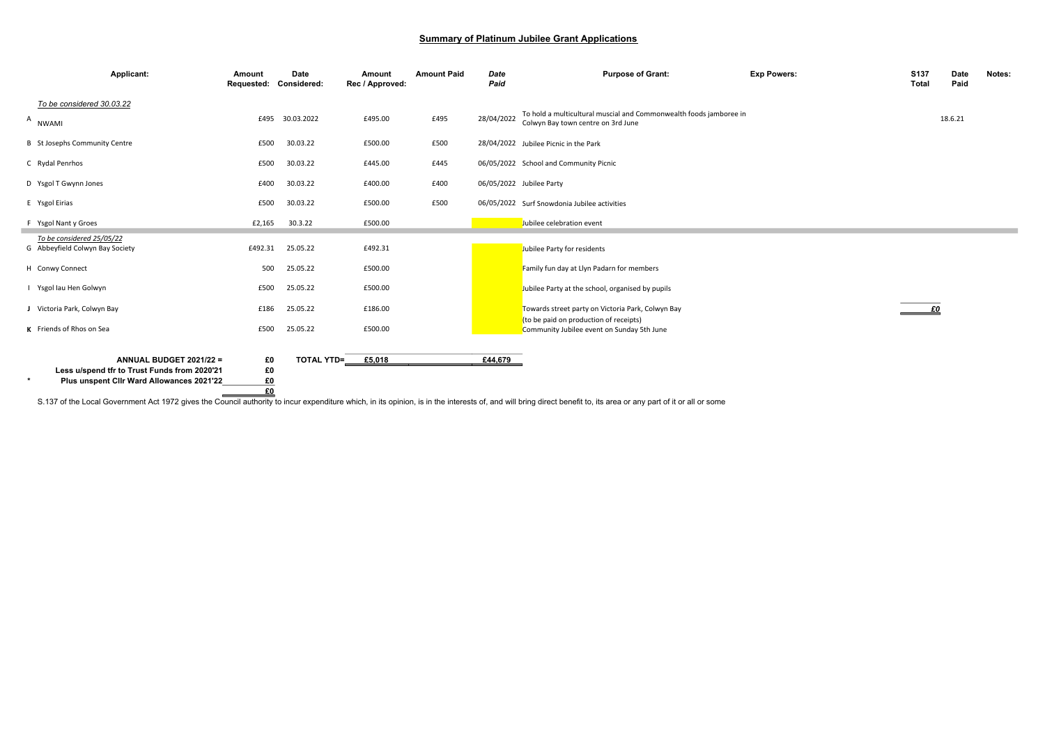## Summary of Platinum Jubilee Grant Applications

| | Applicant: | Amount Requested: | Date Considered: | Amount Rec / Approved: | Amount Paid | Date Paid | Purpose of Grant: | Exp Powers: | S137 Total | Date Paid | Notes: |
|---|---|---|---|---|---|---|---|---|---|---|---|
| | *To be considered 30.03.22* | | | | | | | | | | |
| A | NWAMI | £495 | 30.03.2022 | £495.00 | £495 | 28/04/2022 | To hold a multicultural muscial and Commonwealth foods jamboree in Colwyn Bay town centre on 3rd June | | | 18.6.21 | |
| B | St Josephs Community Centre | £500 | 30.03.22 | £500.00 | £500 | 28/04/2022 | Jubilee Picnic in the Park | | | | |
| C | Rydal Penrhos | £500 | 30.03.22 | £445.00 | £445 | 06/05/2022 | School and Community Picnic | | | | |
| D | Ysgol T Gwynn Jones | £400 | 30.03.22 | £400.00 | £400 | 06/05/2022 | Jubilee Party | | | | |
| E | Ysgol Eirias | £500 | 30.03.22 | £500.00 | £500 | 06/05/2022 | Surf Snowdonia Jubilee activities | | | | |
| F | Ysgol Nant y Groes | £2,165 | 30.3.22 | £500.00 | | | Jubilee celebration event | | | | |
| | *To be considered 25/05/22* | | | | | | | | | | |
| G | Abbeyfield Colwyn Bay Society | £492.31 | 25.05.22 | £492.31 | | | Jubilee Party for residents | | | | |
| H | Conwy Connect | 500 | 25.05.22 | £500.00 | | | Family fun day at Llyn Padarn for members | | | | |
| I | Ysgol Iau Hen Golwyn | £500 | 25.05.22 | £500.00 | | | Jubilee Party at the school, organised by pupils | | | | |
| J | Victoria Park, Colwyn Bay | £186 | 25.05.22 | £186.00 | | | Towards street party on Victoria Park, Colwyn Bay (to be paid on production of receipts) | | ***£0*** | | |
| K | Friends of Rhos on Sea | £500 | 25.05.22 | £500.00 | | | Community Jubilee event on Sunday 5th June | | | | |
| | **ANNUAL BUDGET 2021/22 =** | **£0** | **TOTAL YTD=** | **£5,018** | | **£44,679** | | | | | |
| | **Less u/spend tfr to Trust Funds from 2020'21** | **£0** | | | | | | | | | |
| * | **Plus unspent Cllr Ward Allowances 2021'22** | **£0** | | | | | | | | | |
| | | **£0** | | | | | | | | | |

S.137 of the Local Government Act 1972 gives the Council authority to incur expenditure which, in its opinion, is in the interests of, and will bring direct benefit to, its area or any part of it or all or some